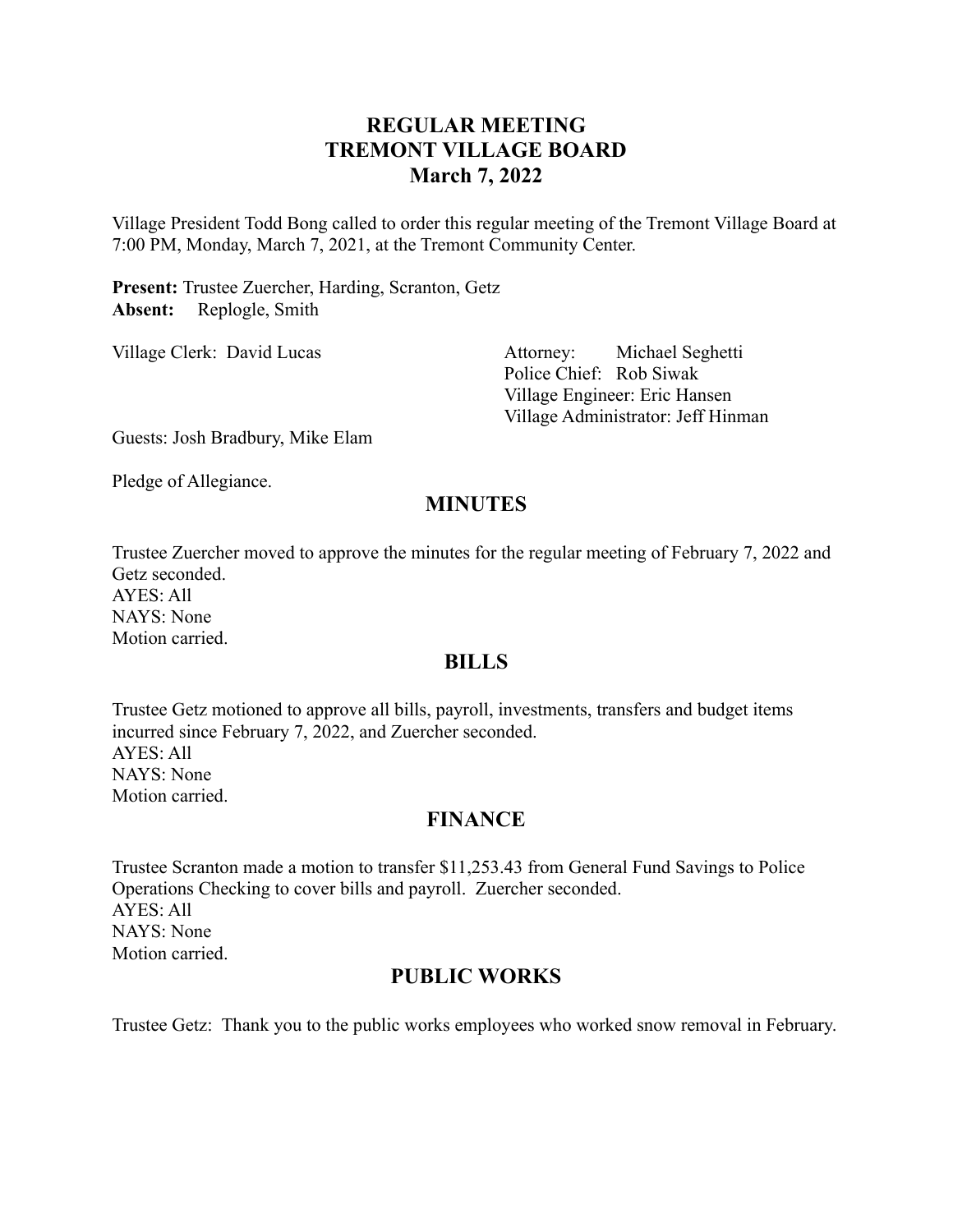# REGULAR MEETING
# TREMONT VILLAGE BOARD
# March 7, 2022

Village President Todd Bong called to order this regular meeting of the Tremont Village Board at 7:00 PM, Monday, March 7, 2021, at the Tremont Community Center.

**Present:** Trustee Zuercher, Harding, Scranton, Getz
**Absent:** Replogle, Smith

Village Clerk: David Lucas

Attorney: Michael Seghetti
Police Chief: Rob Siwak
Village Engineer: Eric Hansen
Village Administrator: Jeff Hinman

Guests: Josh Bradbury, Mike Elam

Pledge of Allegiance.

## MINUTES

Trustee Zuercher moved to approve the minutes for the regular meeting of February 7, 2022 and Getz seconded.
AYES: All
NAYS: None
Motion carried.

## BILLS

Trustee Getz motioned to approve all bills, payroll, investments, transfers and budget items incurred since February 7, 2022, and Zuercher seconded.
AYES: All
NAYS: None
Motion carried.

## FINANCE

Trustee Scranton made a motion to transfer $11,253.43 from General Fund Savings to Police Operations Checking to cover bills and payroll. Zuercher seconded.
AYES: All
NAYS: None
Motion carried.

## PUBLIC WORKS

Trustee Getz: Thank you to the public works employees who worked snow removal in February.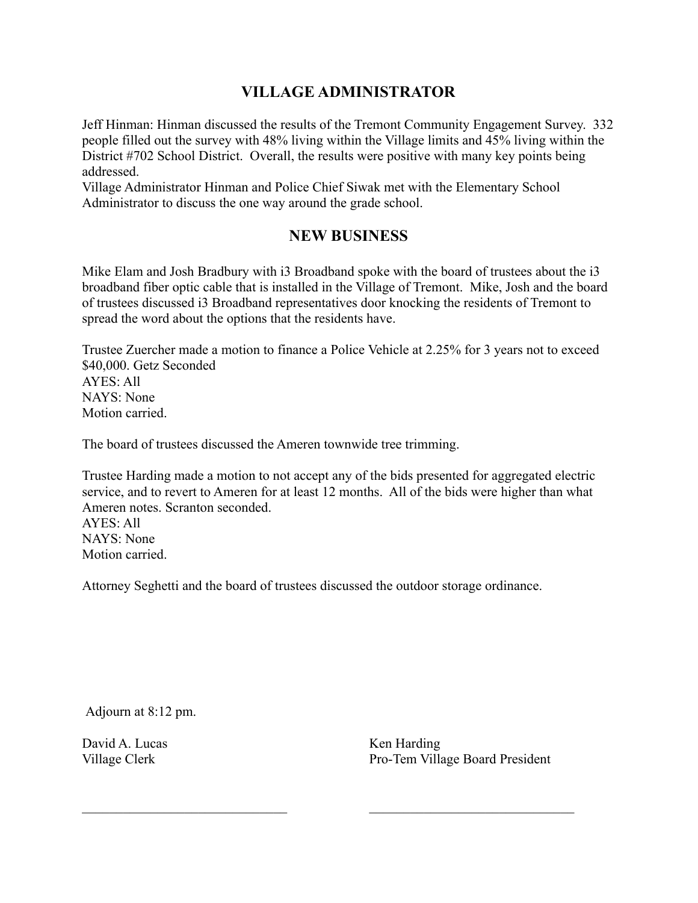## VILLAGE ADMINISTRATOR

Jeff Hinman: Hinman discussed the results of the Tremont Community Engagement Survey. 332 people filled out the survey with 48% living within the Village limits and 45% living within the District #702 School District. Overall, the results were positive with many key points being addressed.
Village Administrator Hinman and Police Chief Siwak met with the Elementary School Administrator to discuss the one way around the grade school.

## NEW BUSINESS

Mike Elam and Josh Bradbury with i3 Broadband spoke with the board of trustees about the i3 broadband fiber optic cable that is installed in the Village of Tremont. Mike, Josh and the board of trustees discussed i3 Broadband representatives door knocking the residents of Tremont to spread the word about the options that the residents have.

Trustee Zuercher made a motion to finance a Police Vehicle at 2.25% for 3 years not to exceed $40,000. Getz Seconded
AYES: All
NAYS: None
Motion carried.

The board of trustees discussed the Ameren townwide tree trimming.

Trustee Harding made a motion to not accept any of the bids presented for aggregated electric service, and to revert to Ameren for at least 12 months. All of the bids were higher than what Ameren notes. Scranton seconded.
AYES: All
NAYS: None
Motion carried.

Attorney Seghetti and the board of trustees discussed the outdoor storage ordinance.

Adjourn at 8:12 pm.

David A. Lucas
Village Clerk

Ken Harding
Pro-Tem Village Board President

\_\_\_\_\_\_\_\_\_\_\_\_\_\_\_\_\_\_\_\_\_\_\_\_\_\_\_\_\_\_ \_\_\_\_\_\_\_\_\_\_\_\_\_\_\_\_\_\_\_\_\_\_\_\_\_\_\_\_\_\_